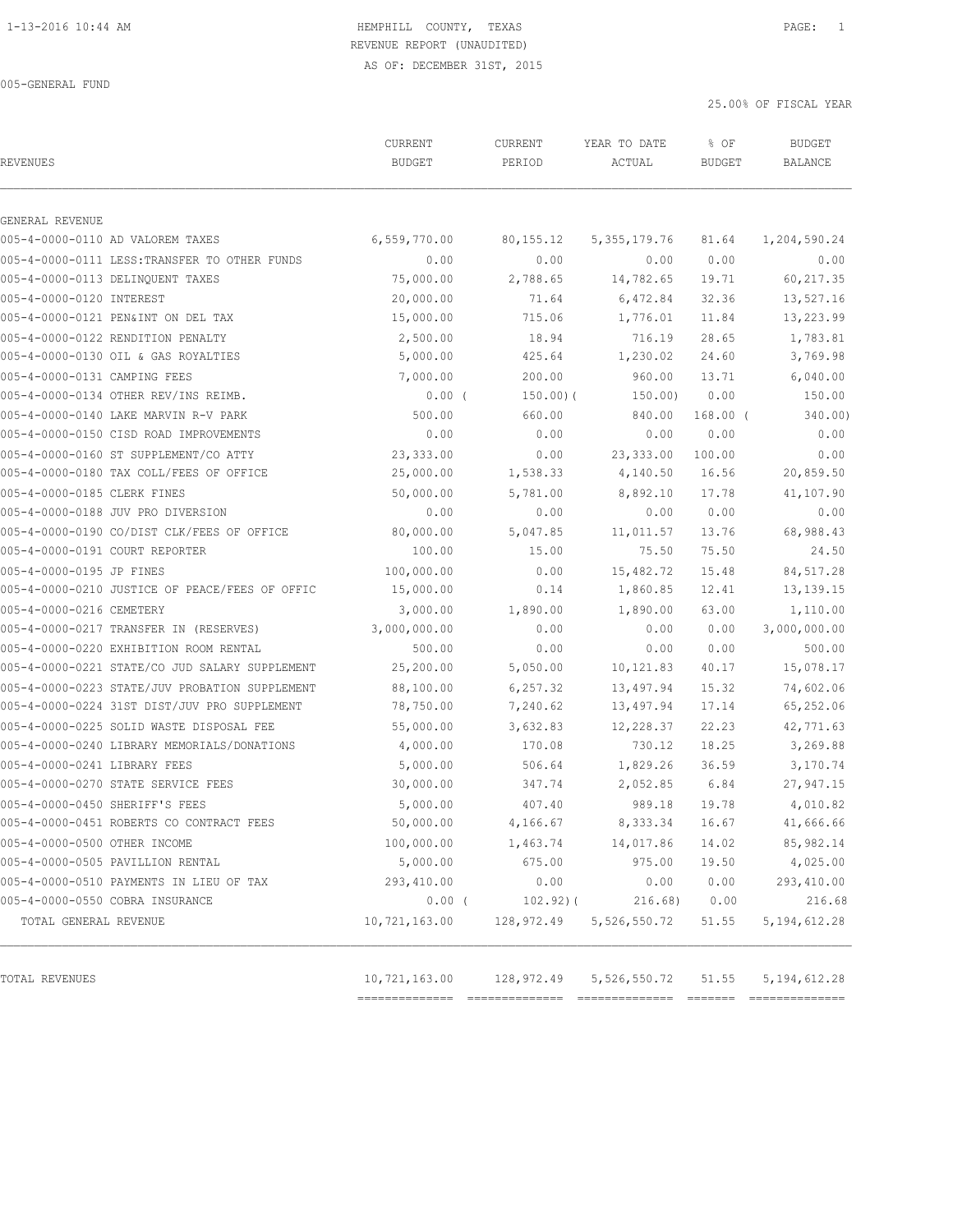HEMPHILL COUNTY, TEXAS
REVENUE REPORT (UNAUDITED)
AS OF: DECEMBER 31ST, 2015

005-GENERAL FUND

25.00% OF FISCAL YEAR

| REVENUES | CURRENT BUDGET | CURRENT PERIOD | YEAR TO DATE ACTUAL | % OF BUDGET | BUDGET BALANCE |
|---|---|---|---|---|---|
| GENERAL REVENUE | | | | | |
| 005-4-0000-0110 AD VALOREM TAXES | 6,559,770.00 | 80,155.12 | 5,355,179.76 | 81.64 | 1,204,590.24 |
| 005-4-0000-0111 LESS:TRANSFER TO OTHER FUNDS | 0.00 | 0.00 | 0.00 | 0.00 | 0.00 |
| 005-4-0000-0113 DELINQUENT TAXES | 75,000.00 | 2,788.65 | 14,782.65 | 19.71 | 60,217.35 |
| 005-4-0000-0120 INTEREST | 20,000.00 | 71.64 | 6,472.84 | 32.36 | 13,527.16 |
| 005-4-0000-0121 PEN&INT ON DEL TAX | 15,000.00 | 715.06 | 1,776.01 | 11.84 | 13,223.99 |
| 005-4-0000-0122 RENDITION PENALTY | 2,500.00 | 18.94 | 716.19 | 28.65 | 1,783.81 |
| 005-4-0000-0130 OIL & GAS ROYALTIES | 5,000.00 | 425.64 | 1,230.02 | 24.60 | 3,769.98 |
| 005-4-0000-0131 CAMPING FEES | 7,000.00 | 200.00 | 960.00 | 13.71 | 6,040.00 |
| 005-4-0000-0134 OTHER REV/INS REIMB. | 0.00 | ( 150.00) | ( 150.00) | 0.00 | 150.00 |
| 005-4-0000-0140 LAKE MARVIN R-V PARK | 500.00 | 660.00 | 840.00 | 168.00 | ( 340.00) |
| 005-4-0000-0150 CISD ROAD IMPROVEMENTS | 0.00 | 0.00 | 0.00 | 0.00 | 0.00 |
| 005-4-0000-0160 ST SUPPLEMENT/CO ATTY | 23,333.00 | 0.00 | 23,333.00 | 100.00 | 0.00 |
| 005-4-0000-0180 TAX COLL/FEES OF OFFICE | 25,000.00 | 1,538.33 | 4,140.50 | 16.56 | 20,859.50 |
| 005-4-0000-0185 CLERK FINES | 50,000.00 | 5,781.00 | 8,892.10 | 17.78 | 41,107.90 |
| 005-4-0000-0188 JUV PRO DIVERSION | 0.00 | 0.00 | 0.00 | 0.00 | 0.00 |
| 005-4-0000-0190 CO/DIST CLK/FEES OF OFFICE | 80,000.00 | 5,047.85 | 11,011.57 | 13.76 | 68,988.43 |
| 005-4-0000-0191 COURT REPORTER | 100.00 | 15.00 | 75.50 | 75.50 | 24.50 |
| 005-4-0000-0195 JP FINES | 100,000.00 | 0.00 | 15,482.72 | 15.48 | 84,517.28 |
| 005-4-0000-0210 JUSTICE OF PEACE/FEES OF OFFIC | 15,000.00 | 0.14 | 1,860.85 | 12.41 | 13,139.15 |
| 005-4-0000-0216 CEMETERY | 3,000.00 | 1,890.00 | 1,890.00 | 63.00 | 1,110.00 |
| 005-4-0000-0217 TRANSFER IN (RESERVES) | 3,000,000.00 | 0.00 | 0.00 | 0.00 | 3,000,000.00 |
| 005-4-0000-0220 EXHIBITION ROOM RENTAL | 500.00 | 0.00 | 0.00 | 0.00 | 500.00 |
| 005-4-0000-0221 STATE/CO JUD SALARY SUPPLEMENT | 25,200.00 | 5,050.00 | 10,121.83 | 40.17 | 15,078.17 |
| 005-4-0000-0223 STATE/JUV PROBATION SUPPLEMENT | 88,100.00 | 6,257.32 | 13,497.94 | 15.32 | 74,602.06 |
| 005-4-0000-0224 31ST DIST/JUV PRO SUPPLEMENT | 78,750.00 | 7,240.62 | 13,497.94 | 17.14 | 65,252.06 |
| 005-4-0000-0225 SOLID WASTE DISPOSAL FEE | 55,000.00 | 3,632.83 | 12,228.37 | 22.23 | 42,771.63 |
| 005-4-0000-0240 LIBRARY MEMORIALS/DONATIONS | 4,000.00 | 170.08 | 730.12 | 18.25 | 3,269.88 |
| 005-4-0000-0241 LIBRARY FEES | 5,000.00 | 506.64 | 1,829.26 | 36.59 | 3,170.74 |
| 005-4-0000-0270 STATE SERVICE FEES | 30,000.00 | 347.74 | 2,052.85 | 6.84 | 27,947.15 |
| 005-4-0000-0450 SHERIFF'S FEES | 5,000.00 | 407.40 | 989.18 | 19.78 | 4,010.82 |
| 005-4-0000-0451 ROBERTS CO CONTRACT FEES | 50,000.00 | 4,166.67 | 8,333.34 | 16.67 | 41,666.66 |
| 005-4-0000-0500 OTHER INCOME | 100,000.00 | 1,463.74 | 14,017.86 | 14.02 | 85,982.14 |
| 005-4-0000-0505 PAVILLION RENTAL | 5,000.00 | 675.00 | 975.00 | 19.50 | 4,025.00 |
| 005-4-0000-0510 PAYMENTS IN LIEU OF TAX | 293,410.00 | 0.00 | 0.00 | 0.00 | 293,410.00 |
| 005-4-0000-0550 COBRA INSURANCE | 0.00 | ( 102.92) | ( 216.68) | 0.00 | 216.68 |
| TOTAL GENERAL REVENUE | 10,721,163.00 | 128,972.49 | 5,526,550.72 | 51.55 | 5,194,612.28 |
| TOTAL REVENUES | 10,721,163.00 | 128,972.49 | 5,526,550.72 | 51.55 | 5,194,612.28 |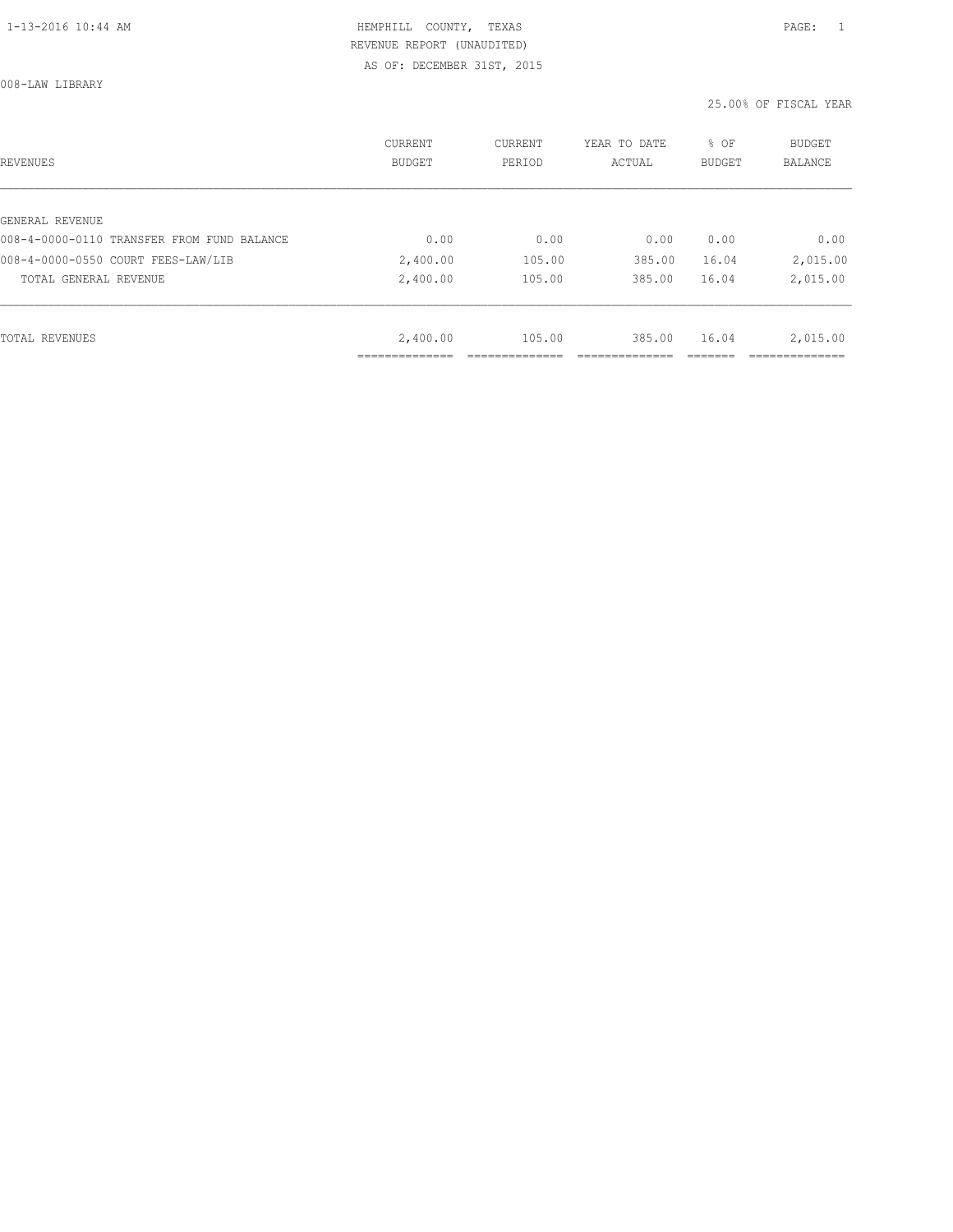HEMPHILL COUNTY, TEXAS
REVENUE REPORT (UNAUDITED)
AS OF: DECEMBER 31ST, 2015

008-LAW LIBRARY

25.00% OF FISCAL YEAR

| REVENUES | CURRENT BUDGET | CURRENT PERIOD | YEAR TO DATE ACTUAL | % OF BUDGET | BUDGET BALANCE |
|---|---|---|---|---|---|
| GENERAL REVENUE | | | | | |
| 008-4-0000-0110 TRANSFER FROM FUND BALANCE | 0.00 | 0.00 | 0.00 | 0.00 | 0.00 |
| 008-4-0000-0550 COURT FEES-LAW/LIB | 2,400.00 | 105.00 | 385.00 | 16.04 | 2,015.00 |
| TOTAL GENERAL REVENUE | 2,400.00 | 105.00 | 385.00 | 16.04 | 2,015.00 |
| TOTAL REVENUES | 2,400.00 | 105.00 | 385.00 | 16.04 | 2,015.00 |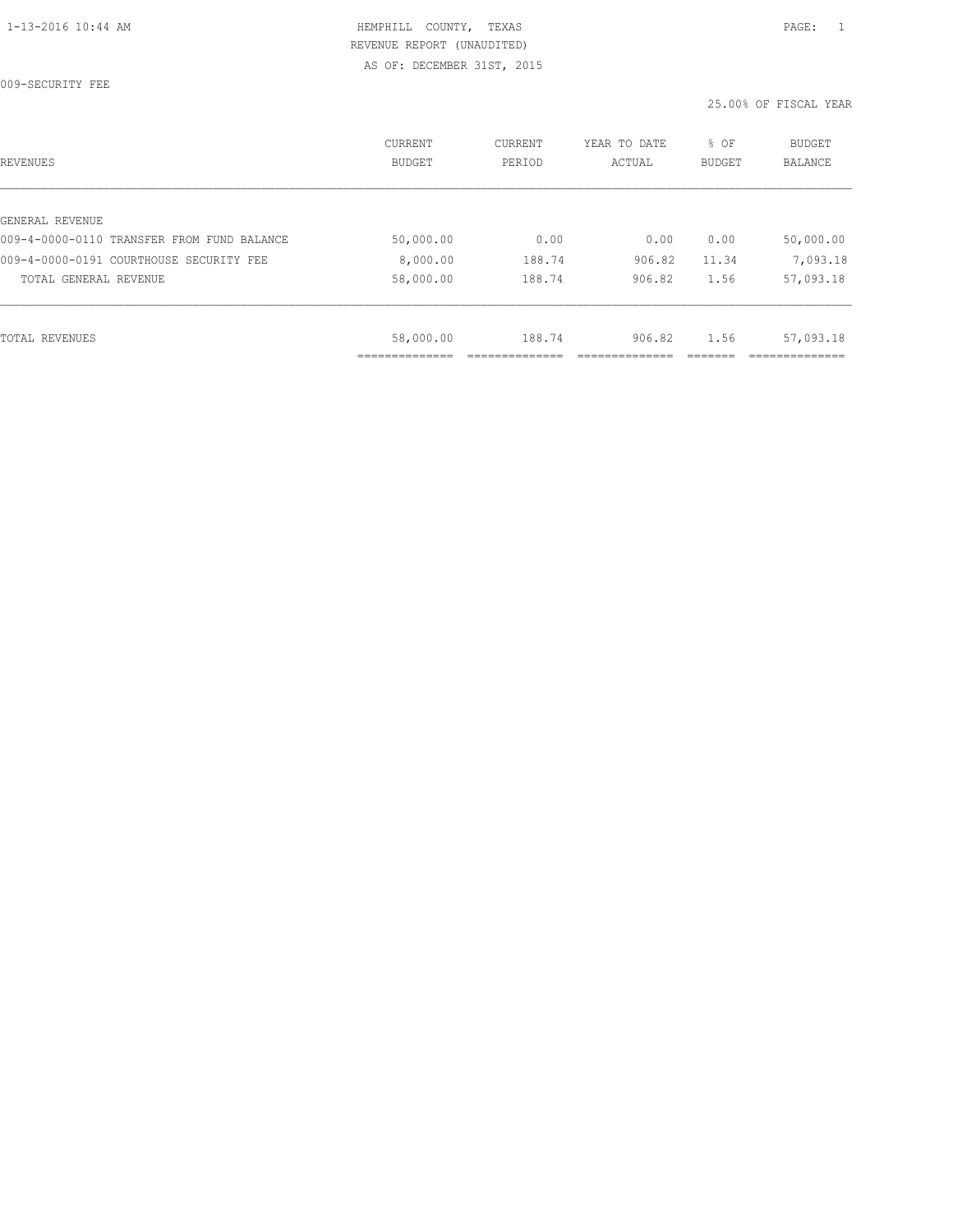HEMPHILL COUNTY, TEXAS
REVENUE REPORT (UNAUDITED)
AS OF: DECEMBER 31ST, 2015

009-SECURITY FEE

25.00% OF FISCAL YEAR

| REVENUES | CURRENT BUDGET | CURRENT PERIOD | YEAR TO DATE ACTUAL | % OF BUDGET | BUDGET BALANCE |
|---|---|---|---|---|---|
| GENERAL REVENUE | | | | | |
| 009-4-0000-0110 TRANSFER FROM FUND BALANCE | 50,000.00 | 0.00 | 0.00 | 0.00 | 50,000.00 |
| 009-4-0000-0191 COURTHOUSE SECURITY FEE | 8,000.00 | 188.74 | 906.82 | 11.34 | 7,093.18 |
| TOTAL GENERAL REVENUE | 58,000.00 | 188.74 | 906.82 | 1.56 | 57,093.18 |
| TOTAL REVENUES | 58,000.00 | 188.74 | 906.82 | 1.56 | 57,093.18 |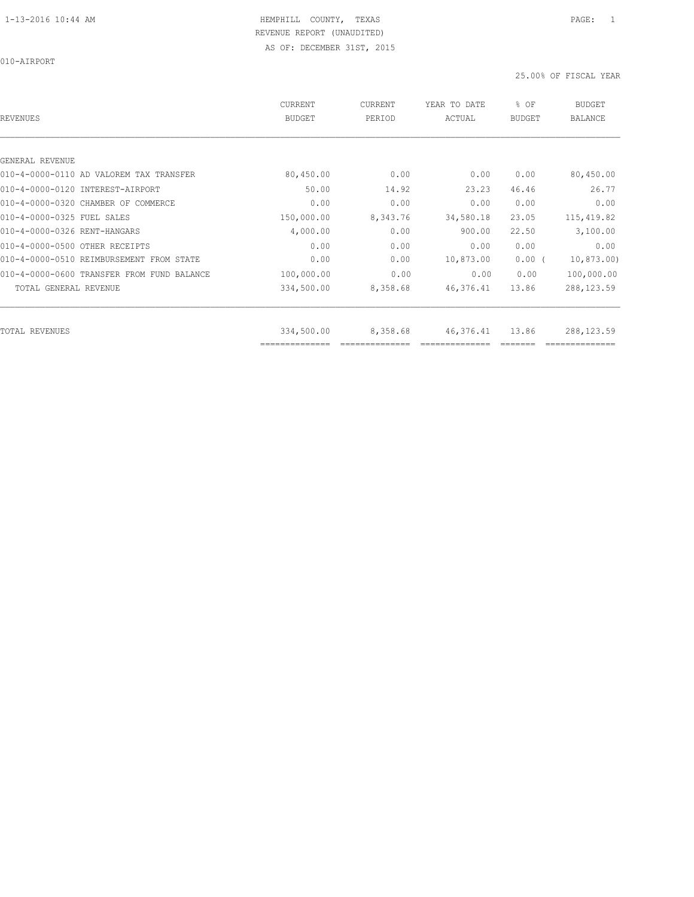HEMPHILL COUNTY, TEXAS
REVENUE REPORT (UNAUDITED)
AS OF: DECEMBER 31ST, 2015

010-AIRPORT

25.00% OF FISCAL YEAR

| REVENUES | CURRENT BUDGET | CURRENT PERIOD | YEAR TO DATE ACTUAL | % OF BUDGET | BUDGET BALANCE |
|---|---|---|---|---|---|
| GENERAL REVENUE | | | | | |
| 010-4-0000-0110 AD VALOREM TAX TRANSFER | 80,450.00 | 0.00 | 0.00 | 0.00 | 80,450.00 |
| 010-4-0000-0120 INTEREST-AIRPORT | 50.00 | 14.92 | 23.23 | 46.46 | 26.77 |
| 010-4-0000-0320 CHAMBER OF COMMERCE | 0.00 | 0.00 | 0.00 | 0.00 | 0.00 |
| 010-4-0000-0325 FUEL SALES | 150,000.00 | 8,343.76 | 34,580.18 | 23.05 | 115,419.82 |
| 010-4-0000-0326 RENT-HANGARS | 4,000.00 | 0.00 | 900.00 | 22.50 | 3,100.00 |
| 010-4-0000-0500 OTHER RECEIPTS | 0.00 | 0.00 | 0.00 | 0.00 | 0.00 |
| 010-4-0000-0510 REIMBURSEMENT FROM STATE | 0.00 | 0.00 | 10,873.00 | 0.00 | ( 10,873.00) |
| 010-4-0000-0600 TRANSFER FROM FUND BALANCE | 100,000.00 | 0.00 | 0.00 | 0.00 | 100,000.00 |
| TOTAL GENERAL REVENUE | 334,500.00 | 8,358.68 | 46,376.41 | 13.86 | 288,123.59 |
| TOTAL REVENUES | 334,500.00 | 8,358.68 | 46,376.41 | 13.86 | 288,123.59 |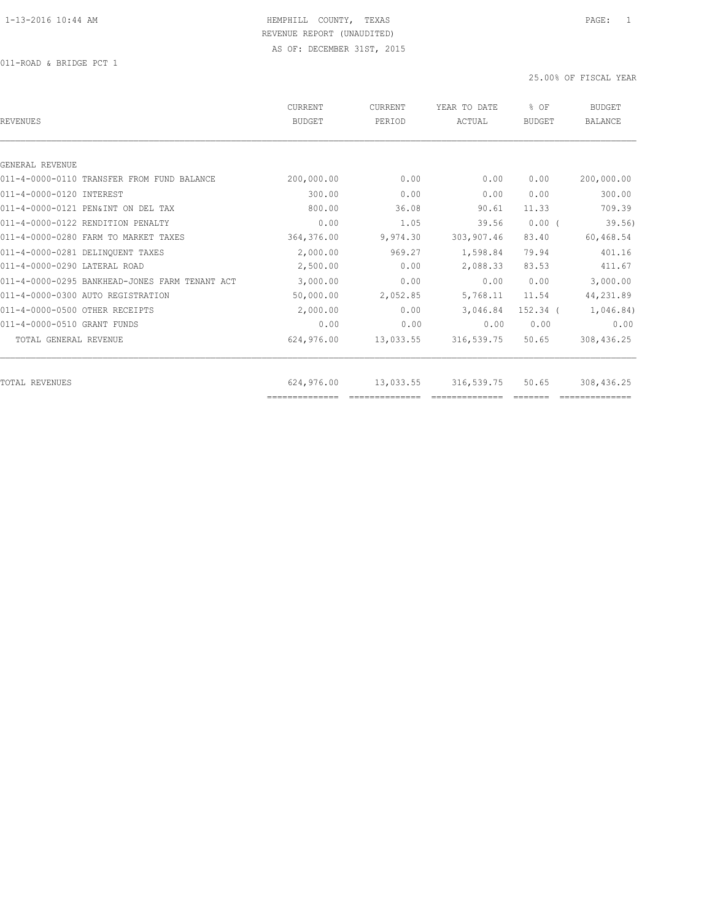HEMPHILL COUNTY, TEXAS
REVENUE REPORT (UNAUDITED)
AS OF: DECEMBER 31ST, 2015

011-ROAD & BRIDGE PCT 1

25.00% OF FISCAL YEAR

| REVENUES | CURRENT BUDGET | CURRENT PERIOD | YEAR TO DATE ACTUAL | % OF BUDGET | BUDGET BALANCE |
|---|---|---|---|---|---|
| GENERAL REVENUE | | | | | |
| 011-4-0000-0110 TRANSFER FROM FUND BALANCE | 200,000.00 | 0.00 | 0.00 | 0.00 | 200,000.00 |
| 011-4-0000-0120 INTEREST | 300.00 | 0.00 | 0.00 | 0.00 | 300.00 |
| 011-4-0000-0121 PEN&INT ON DEL TAX | 800.00 | 36.08 | 90.61 | 11.33 | 709.39 |
| 011-4-0000-0122 RENDITION PENALTY | 0.00 | 1.05 | 39.56 | 0.00 ( | 39.56) |
| 011-4-0000-0280 FARM TO MARKET TAXES | 364,376.00 | 9,974.30 | 303,907.46 | 83.40 | 60,468.54 |
| 011-4-0000-0281 DELINQUENT TAXES | 2,000.00 | 969.27 | 1,598.84 | 79.94 | 401.16 |
| 011-4-0000-0290 LATERAL ROAD | 2,500.00 | 0.00 | 2,088.33 | 83.53 | 411.67 |
| 011-4-0000-0295 BANKHEAD-JONES FARM TENANT ACT | 3,000.00 | 0.00 | 0.00 | 0.00 | 3,000.00 |
| 011-4-0000-0300 AUTO REGISTRATION | 50,000.00 | 2,052.85 | 5,768.11 | 11.54 | 44,231.89 |
| 011-4-0000-0500 OTHER RECEIPTS | 2,000.00 | 0.00 | 3,046.84 | 152.34 ( | 1,046.84) |
| 011-4-0000-0510 GRANT FUNDS | 0.00 | 0.00 | 0.00 | 0.00 | 0.00 |
| TOTAL GENERAL REVENUE | 624,976.00 | 13,033.55 | 316,539.75 | 50.65 | 308,436.25 |
| TOTAL REVENUES | 624,976.00 | 13,033.55 | 316,539.75 | 50.65 | 308,436.25 |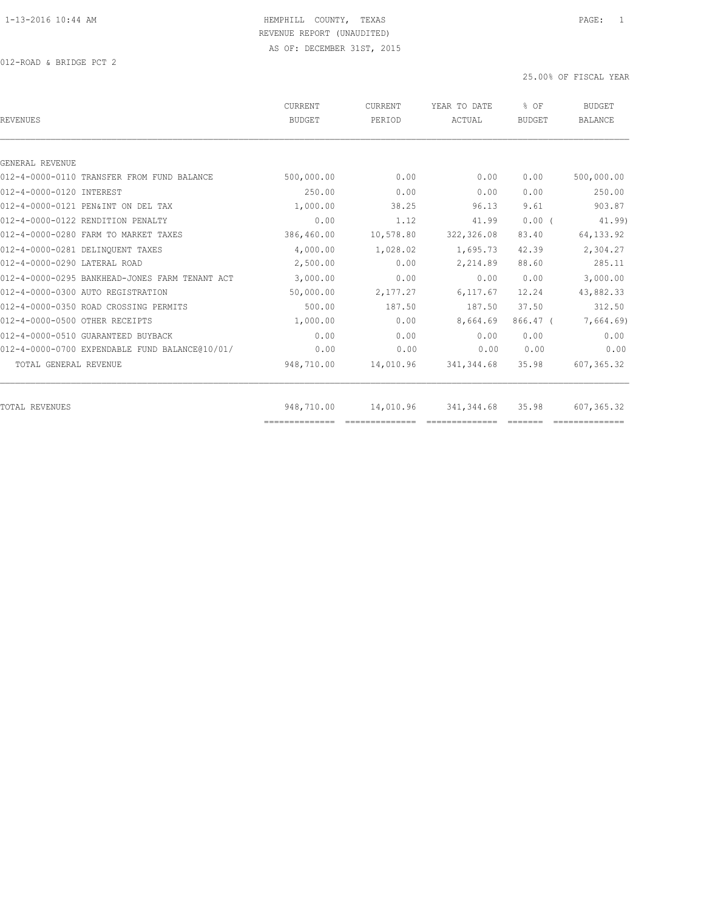HEMPHILL COUNTY, TEXAS
REVENUE REPORT (UNAUDITED)
AS OF: DECEMBER 31ST, 2015

012-ROAD & BRIDGE PCT 2

25.00% OF FISCAL YEAR

| REVENUES | CURRENT BUDGET | CURRENT PERIOD | YEAR TO DATE ACTUAL | % OF BUDGET | BUDGET BALANCE |
|---|---|---|---|---|---|
| GENERAL REVENUE | | | | | |
| 012-4-0000-0110 TRANSFER FROM FUND BALANCE | 500,000.00 | 0.00 | 0.00 | 0.00 | 500,000.00 |
| 012-4-0000-0120 INTEREST | 250.00 | 0.00 | 0.00 | 0.00 | 250.00 |
| 012-4-0000-0121 PEN&INT ON DEL TAX | 1,000.00 | 38.25 | 96.13 | 9.61 | 903.87 |
| 012-4-0000-0122 RENDITION PENALTY | 0.00 | 1.12 | 41.99 | 0.00 ( | 41.99) |
| 012-4-0000-0280 FARM TO MARKET TAXES | 386,460.00 | 10,578.80 | 322,326.08 | 83.40 | 64,133.92 |
| 012-4-0000-0281 DELINQUENT TAXES | 4,000.00 | 1,028.02 | 1,695.73 | 42.39 | 2,304.27 |
| 012-4-0000-0290 LATERAL ROAD | 2,500.00 | 0.00 | 2,214.89 | 88.60 | 285.11 |
| 012-4-0000-0295 BANKHEAD-JONES FARM TENANT ACT | 3,000.00 | 0.00 | 0.00 | 0.00 | 3,000.00 |
| 012-4-0000-0300 AUTO REGISTRATION | 50,000.00 | 2,177.27 | 6,117.67 | 12.24 | 43,882.33 |
| 012-4-0000-0350 ROAD CROSSING PERMITS | 500.00 | 187.50 | 187.50 | 37.50 | 312.50 |
| 012-4-0000-0500 OTHER RECEIPTS | 1,000.00 | 0.00 | 8,664.69 | 866.47 ( | 7,664.69) |
| 012-4-0000-0510 GUARANTEED BUYBACK | 0.00 | 0.00 | 0.00 | 0.00 | 0.00 |
| 012-4-0000-0700 EXPENDABLE FUND BALANCE@10/01/ | 0.00 | 0.00 | 0.00 | 0.00 | 0.00 |
| TOTAL GENERAL REVENUE | 948,710.00 | 14,010.96 | 341,344.68 | 35.98 | 607,365.32 |
| TOTAL REVENUES | 948,710.00 | 14,010.96 | 341,344.68 | 35.98 | 607,365.32 |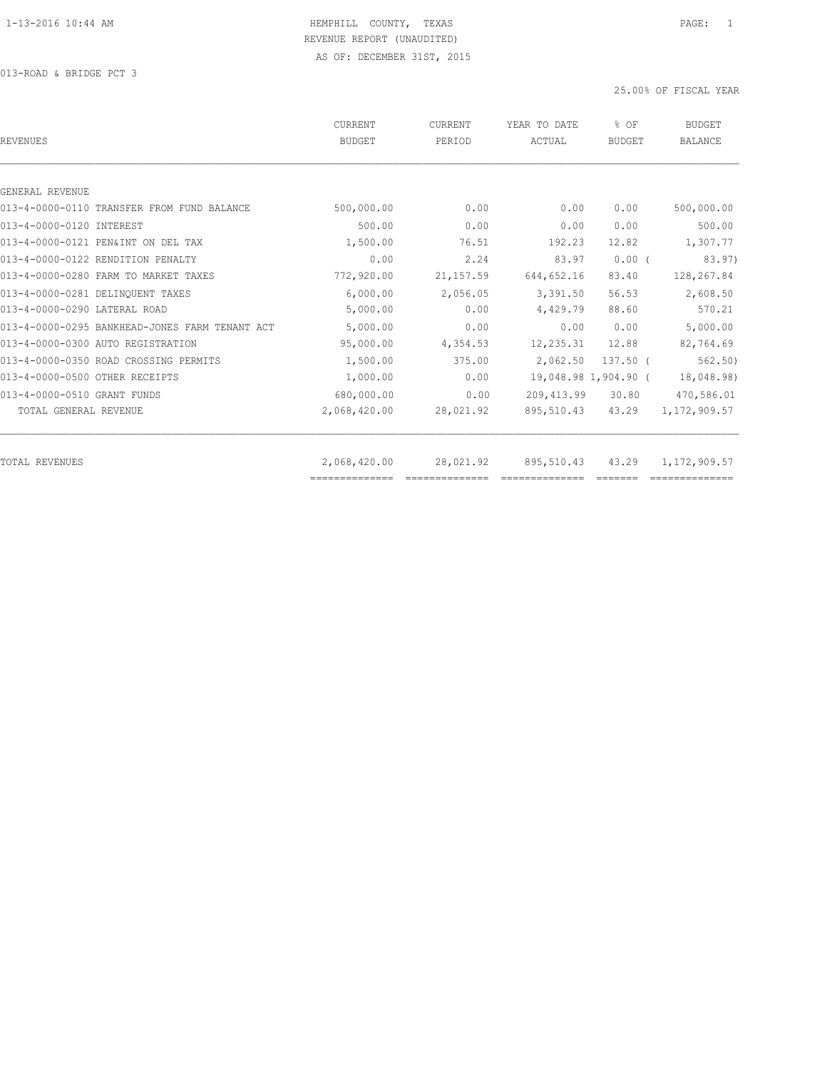HEMPHILL COUNTY, TEXAS
REVENUE REPORT (UNAUDITED)
AS OF: DECEMBER 31ST, 2015

013-ROAD & BRIDGE PCT 3

25.00% OF FISCAL YEAR

| REVENUES | CURRENT BUDGET | CURRENT PERIOD | YEAR TO DATE ACTUAL | % OF BUDGET | BUDGET BALANCE |
|---|---|---|---|---|---|
| GENERAL REVENUE | | | | | |
| 013-4-0000-0110 TRANSFER FROM FUND BALANCE | 500,000.00 | 0.00 | 0.00 | 0.00 | 500,000.00 |
| 013-4-0000-0120 INTEREST | 500.00 | 0.00 | 0.00 | 0.00 | 500.00 |
| 013-4-0000-0121 PEN&INT ON DEL TAX | 1,500.00 | 76.51 | 192.23 | 12.82 | 1,307.77 |
| 013-4-0000-0122 RENDITION PENALTY | 0.00 | 2.24 | 83.97 | 0.00 ( | 83.97) |
| 013-4-0000-0280 FARM TO MARKET TAXES | 772,920.00 | 21,157.59 | 644,652.16 | 83.40 | 128,267.84 |
| 013-4-0000-0281 DELINQUENT TAXES | 6,000.00 | 2,056.05 | 3,391.50 | 56.53 | 2,608.50 |
| 013-4-0000-0290 LATERAL ROAD | 5,000.00 | 0.00 | 4,429.79 | 88.60 | 570.21 |
| 013-4-0000-0295 BANKHEAD-JONES FARM TENANT ACT | 5,000.00 | 0.00 | 0.00 | 0.00 | 5,000.00 |
| 013-4-0000-0300 AUTO REGISTRATION | 95,000.00 | 4,354.53 | 12,235.31 | 12.88 | 82,764.69 |
| 013-4-0000-0350 ROAD CROSSING PERMITS | 1,500.00 | 375.00 | 2,062.50 | 137.50 ( | 562.50) |
| 013-4-0000-0500 OTHER RECEIPTS | 1,000.00 | 0.00 | 19,048.98 | 1,904.90 ( | 18,048.98) |
| 013-4-0000-0510 GRANT FUNDS | 680,000.00 | 0.00 | 209,413.99 | 30.80 | 470,586.01 |
| TOTAL GENERAL REVENUE | 2,068,420.00 | 28,021.92 | 895,510.43 | 43.29 | 1,172,909.57 |
| TOTAL REVENUES | 2,068,420.00 | 28,021.92 | 895,510.43 | 43.29 | 1,172,909.57 |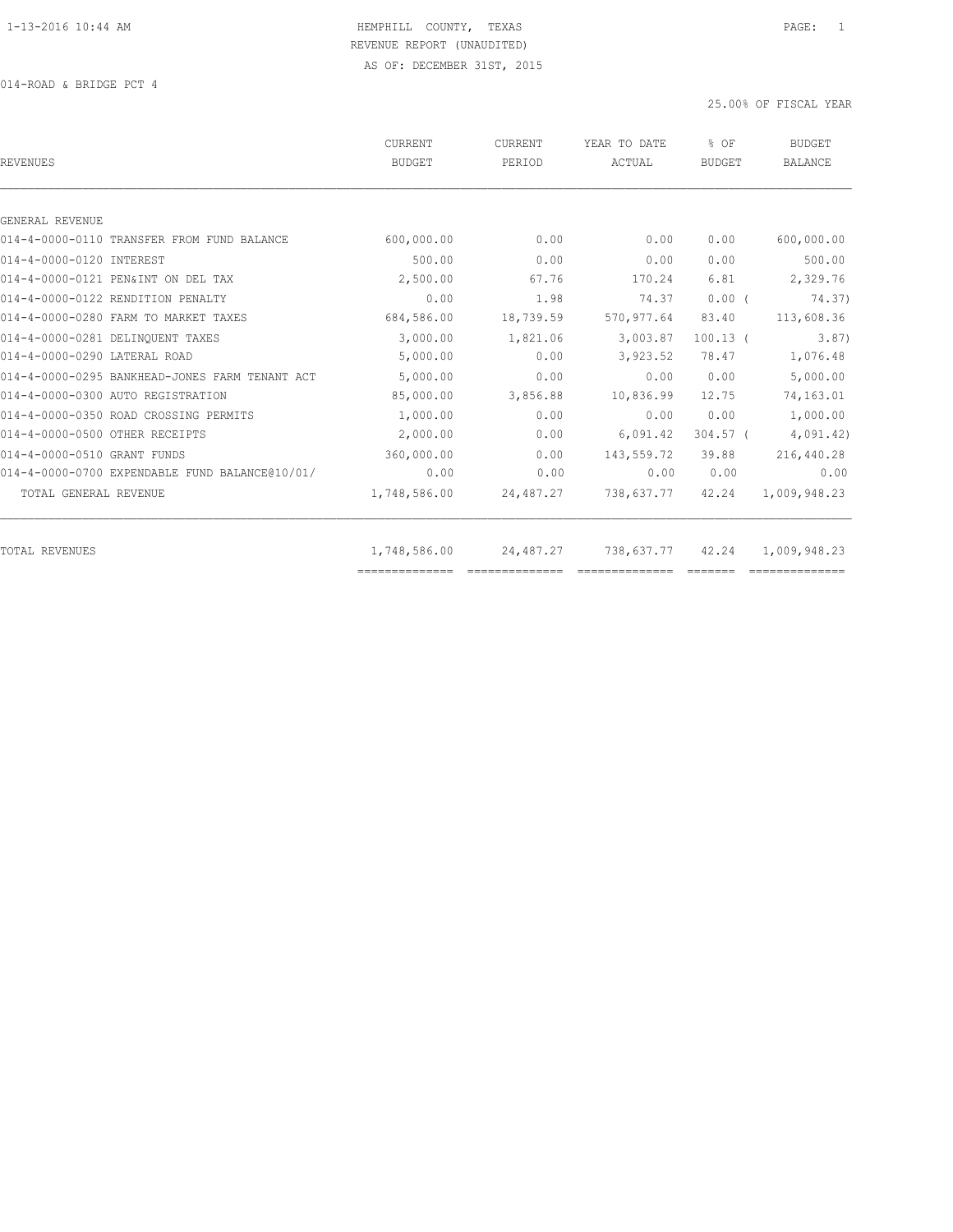HEMPHILL COUNTY, TEXAS
REVENUE REPORT (UNAUDITED)
AS OF: DECEMBER 31ST, 2015

014-ROAD & BRIDGE PCT 4

25.00% OF FISCAL YEAR

| REVENUES | CURRENT BUDGET | CURRENT PERIOD | YEAR TO DATE ACTUAL | % OF BUDGET | BUDGET BALANCE |
|---|---|---|---|---|---|
| GENERAL REVENUE | | | | | |
| 014-4-0000-0110 TRANSFER FROM FUND BALANCE | 600,000.00 | 0.00 | 0.00 | 0.00 | 600,000.00 |
| 014-4-0000-0120 INTEREST | 500.00 | 0.00 | 0.00 | 0.00 | 500.00 |
| 014-4-0000-0121 PEN&INT ON DEL TAX | 2,500.00 | 67.76 | 170.24 | 6.81 | 2,329.76 |
| 014-4-0000-0122 RENDITION PENALTY | 0.00 | 1.98 | 74.37 | 0.00 ( | 74.37) |
| 014-4-0000-0280 FARM TO MARKET TAXES | 684,586.00 | 18,739.59 | 570,977.64 | 83.40 | 113,608.36 |
| 014-4-0000-0281 DELINQUENT TAXES | 3,000.00 | 1,821.06 | 3,003.87 | 100.13 ( | 3.87) |
| 014-4-0000-0290 LATERAL ROAD | 5,000.00 | 0.00 | 3,923.52 | 78.47 | 1,076.48 |
| 014-4-0000-0295 BANKHEAD-JONES FARM TENANT ACT | 5,000.00 | 0.00 | 0.00 | 0.00 | 5,000.00 |
| 014-4-0000-0300 AUTO REGISTRATION | 85,000.00 | 3,856.88 | 10,836.99 | 12.75 | 74,163.01 |
| 014-4-0000-0350 ROAD CROSSING PERMITS | 1,000.00 | 0.00 | 0.00 | 0.00 | 1,000.00 |
| 014-4-0000-0500 OTHER RECEIPTS | 2,000.00 | 0.00 | 6,091.42 | 304.57 ( | 4,091.42) |
| 014-4-0000-0510 GRANT FUNDS | 360,000.00 | 0.00 | 143,559.72 | 39.88 | 216,440.28 |
| 014-4-0000-0700 EXPENDABLE FUND BALANCE@10/01/ | 0.00 | 0.00 | 0.00 | 0.00 | 0.00 |
| TOTAL GENERAL REVENUE | 1,748,586.00 | 24,487.27 | 738,637.77 | 42.24 | 1,009,948.23 |
| TOTAL REVENUES | 1,748,586.00 | 24,487.27 | 738,637.77 | 42.24 | 1,009,948.23 |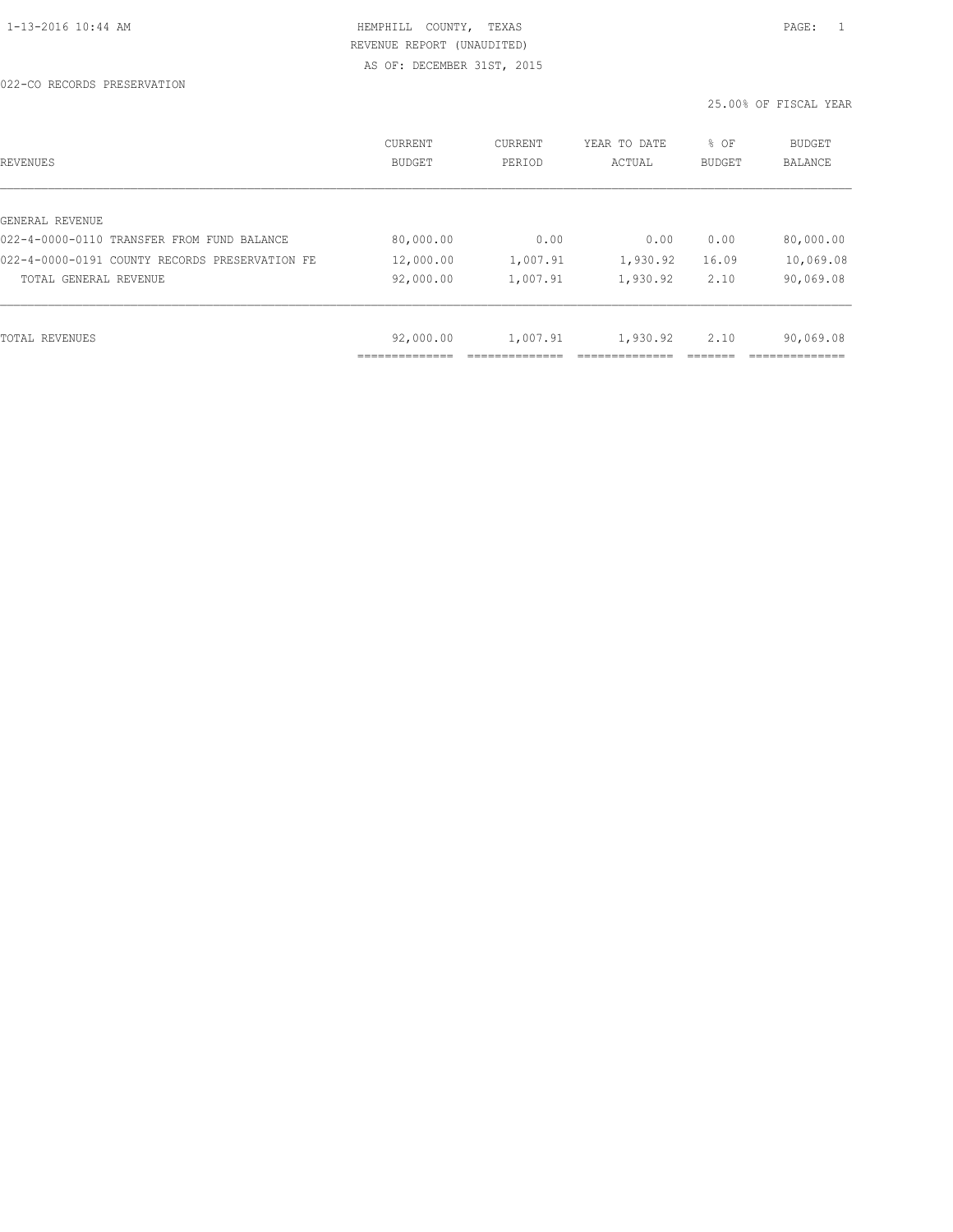HEMPHILL COUNTY, TEXAS
REVENUE REPORT (UNAUDITED)
AS OF: DECEMBER 31ST, 2015

022-CO RECORDS PRESERVATION

25.00% OF FISCAL YEAR

| REVENUES | CURRENT BUDGET | CURRENT PERIOD | YEAR TO DATE ACTUAL | % OF BUDGET | BUDGET BALANCE |
|---|---|---|---|---|---|
| GENERAL REVENUE | | | | | |
| 022-4-0000-0110 TRANSFER FROM FUND BALANCE | 80,000.00 | 0.00 | 0.00 | 0.00 | 80,000.00 |
| 022-4-0000-0191 COUNTY RECORDS PRESERVATION FE | 12,000.00 | 1,007.91 | 1,930.92 | 16.09 | 10,069.08 |
| TOTAL GENERAL REVENUE | 92,000.00 | 1,007.91 | 1,930.92 | 2.10 | 90,069.08 |
| TOTAL REVENUES | 92,000.00 | 1,007.91 | 1,930.92 | 2.10 | 90,069.08 |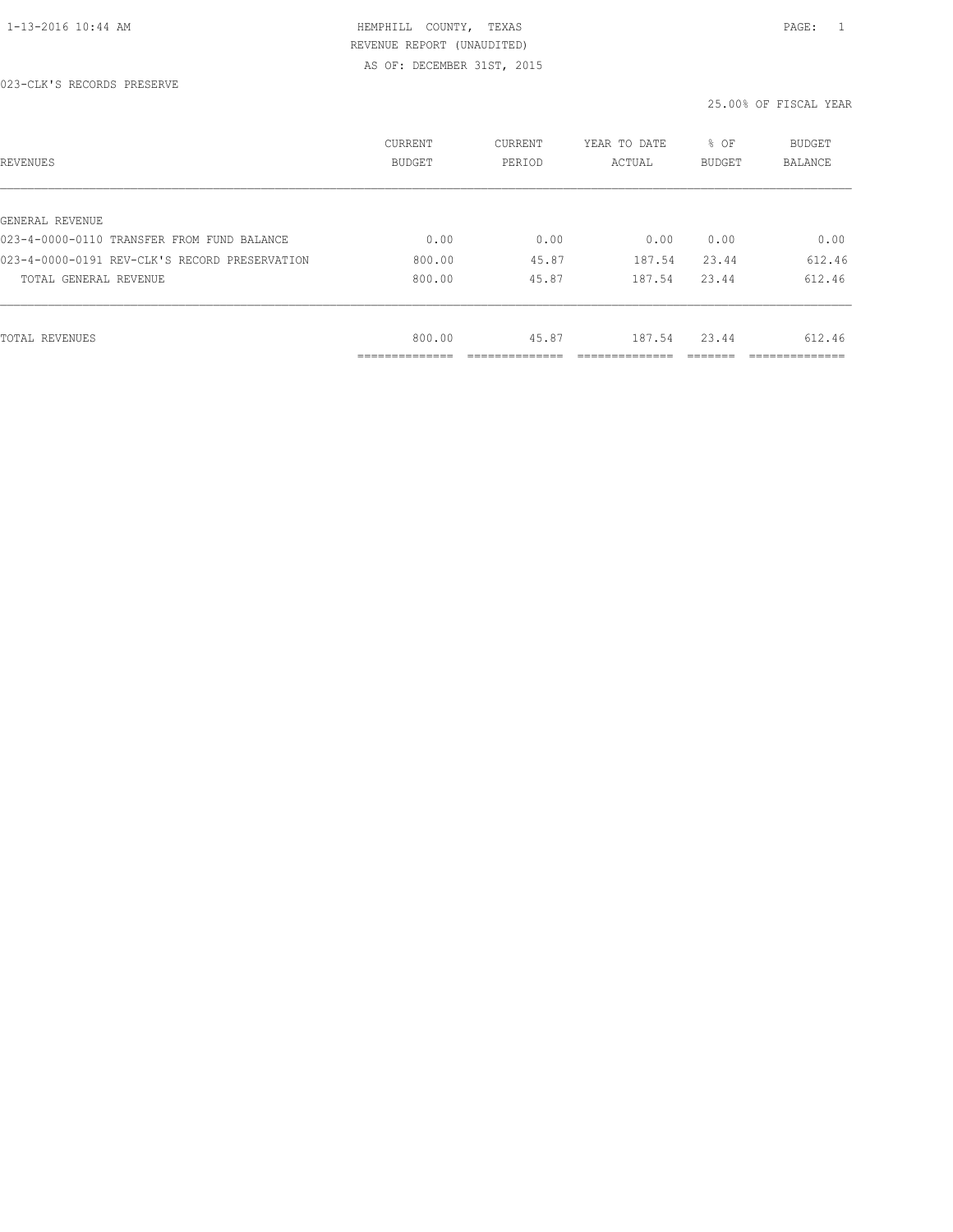HEMPHILL COUNTY, TEXAS

REVENUE REPORT (UNAUDITED)

AS OF: DECEMBER 31ST, 2015

023-CLK'S RECORDS PRESERVE

25.00% OF FISCAL YEAR

| REVENUES | CURRENT BUDGET | CURRENT PERIOD | YEAR TO DATE ACTUAL | % OF BUDGET | BUDGET BALANCE |
|---|---|---|---|---|---|
| GENERAL REVENUE | | | | | |
| 023-4-0000-0110 TRANSFER FROM FUND BALANCE | 0.00 | 0.00 | 0.00 | 0.00 | 0.00 |
| 023-4-0000-0191 REV-CLK'S RECORD PRESERVATION | 800.00 | 45.87 | 187.54 | 23.44 | 612.46 |
| TOTAL GENERAL REVENUE | 800.00 | 45.87 | 187.54 | 23.44 | 612.46 |
| TOTAL REVENUES | 800.00 | 45.87 | 187.54 | 23.44 | 612.46 |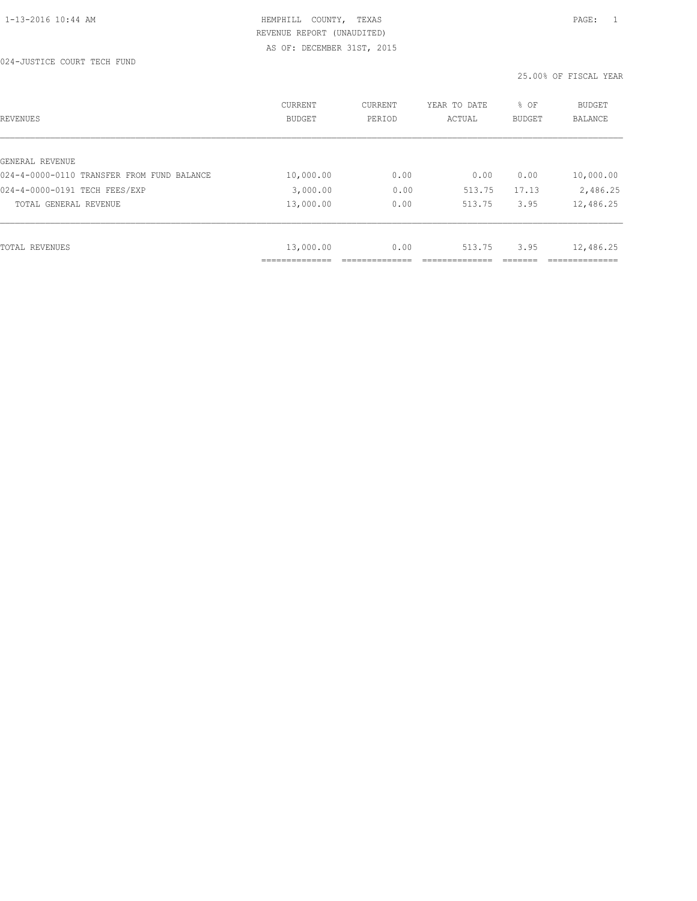HEMPHILL COUNTY, TEXAS
REVENUE REPORT (UNAUDITED)
AS OF: DECEMBER 31ST, 2015

024-JUSTICE COURT TECH FUND

25.00% OF FISCAL YEAR

| REVENUES | CURRENT BUDGET | CURRENT PERIOD | YEAR TO DATE ACTUAL | % OF BUDGET | BUDGET BALANCE |
|---|---|---|---|---|---|
| GENERAL REVENUE | | | | | |
| 024-4-0000-0110 TRANSFER FROM FUND BALANCE | 10,000.00 | 0.00 | 0.00 | 0.00 | 10,000.00 |
| 024-4-0000-0191 TECH FEES/EXP | 3,000.00 | 0.00 | 513.75 | 17.13 | 2,486.25 |
| TOTAL GENERAL REVENUE | 13,000.00 | 0.00 | 513.75 | 3.95 | 12,486.25 |
| TOTAL REVENUES | 13,000.00 | 0.00 | 513.75 | 3.95 | 12,486.25 |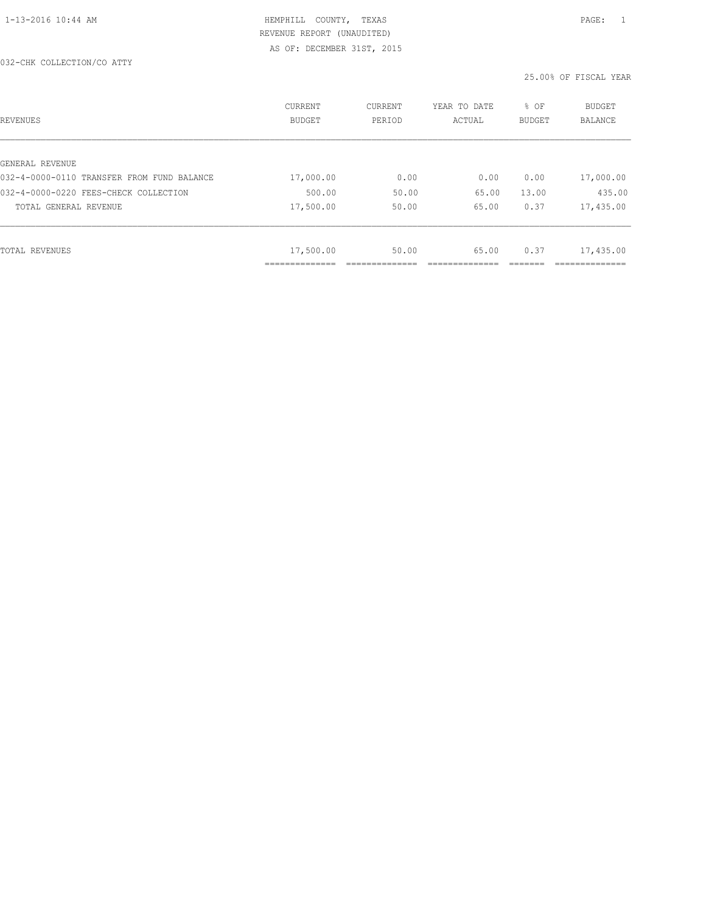HEMPHILL COUNTY, TEXAS
REVENUE REPORT (UNAUDITED)
AS OF: DECEMBER 31ST, 2015

032-CHK COLLECTION/CO ATTY

25.00% OF FISCAL YEAR

| REVENUES | CURRENT BUDGET | CURRENT PERIOD | YEAR TO DATE ACTUAL | % OF BUDGET | BUDGET BALANCE |
|---|---|---|---|---|---|
| GENERAL REVENUE | | | | | |
| 032-4-0000-0110 TRANSFER FROM FUND BALANCE | 17,000.00 | 0.00 | 0.00 | 0.00 | 17,000.00 |
| 032-4-0000-0220 FEES-CHECK COLLECTION | 500.00 | 50.00 | 65.00 | 13.00 | 435.00 |
| TOTAL GENERAL REVENUE | 17,500.00 | 50.00 | 65.00 | 0.37 | 17,435.00 |
| TOTAL REVENUES | 17,500.00 | 50.00 | 65.00 | 0.37 | 17,435.00 |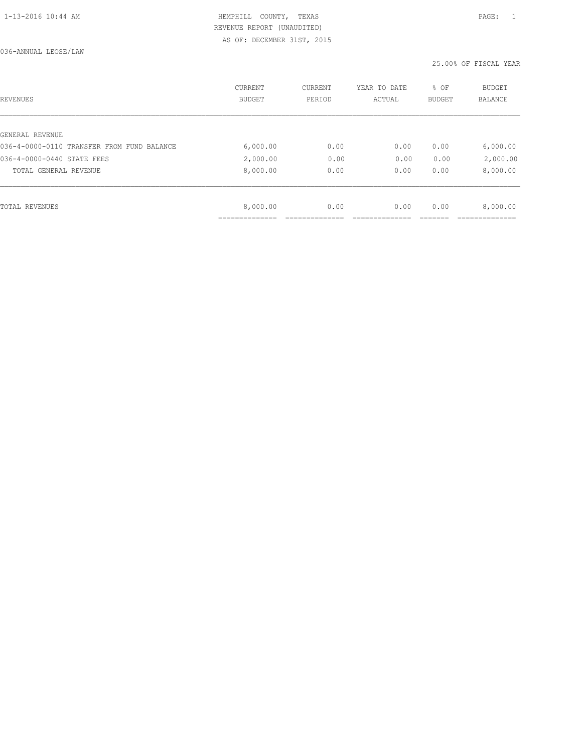HEMPHILL COUNTY, TEXAS
REVENUE REPORT (UNAUDITED)
AS OF: DECEMBER 31ST, 2015

036-ANNUAL LEOSE/LAW

25.00% OF FISCAL YEAR

| REVENUES | CURRENT BUDGET | CURRENT PERIOD | YEAR TO DATE ACTUAL | % OF BUDGET | BUDGET BALANCE |
|---|---|---|---|---|---|
| GENERAL REVENUE | | | | | |
| 036-4-0000-0110 TRANSFER FROM FUND BALANCE | 6,000.00 | 0.00 | 0.00 | 0.00 | 6,000.00 |
| 036-4-0000-0440 STATE FEES | 2,000.00 | 0.00 | 0.00 | 0.00 | 2,000.00 |
| TOTAL GENERAL REVENUE | 8,000.00 | 0.00 | 0.00 | 0.00 | 8,000.00 |
| TOTAL REVENUES | 8,000.00 | 0.00 | 0.00 | 0.00 | 8,000.00 |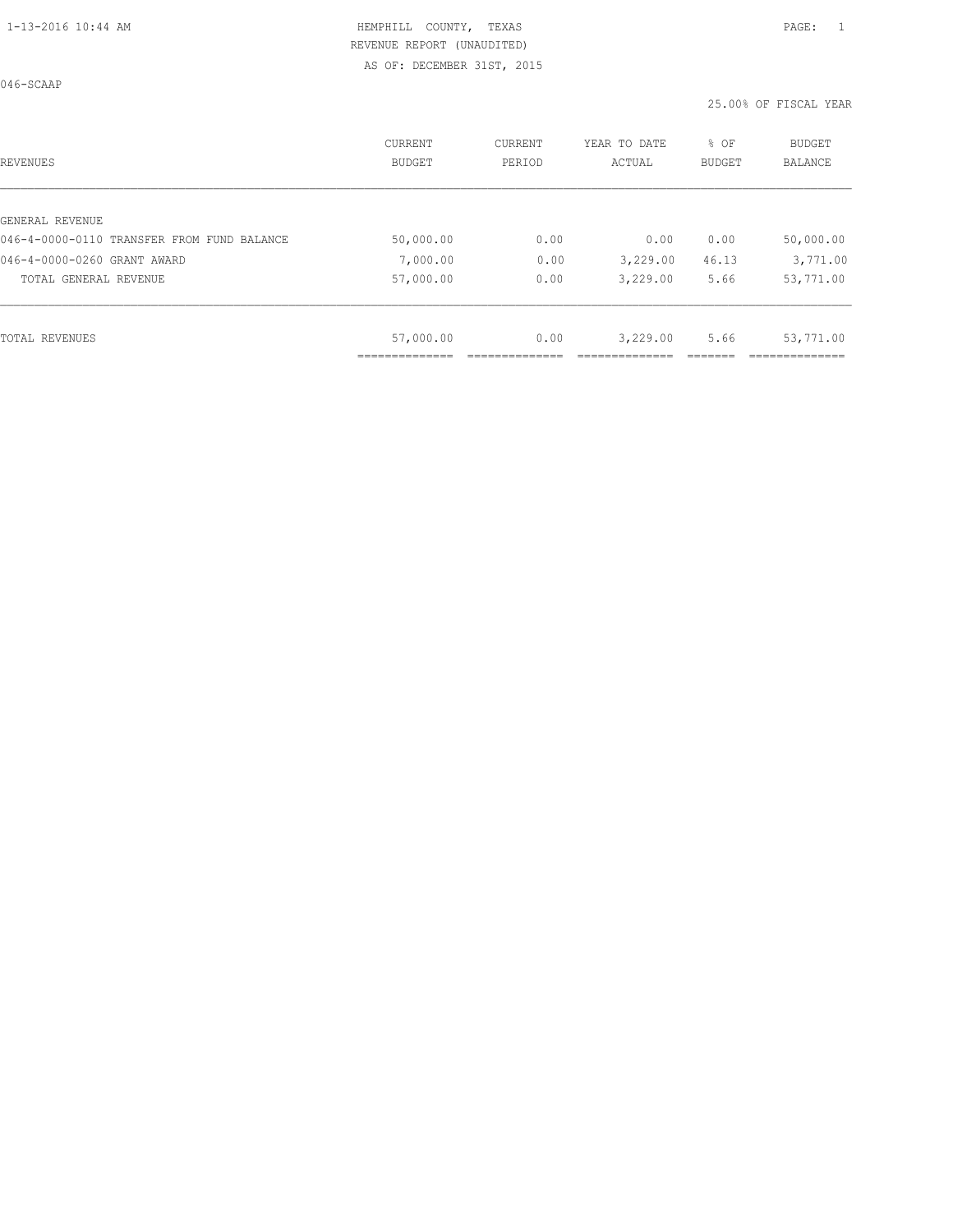HEMPHILL COUNTY, TEXAS
REVENUE REPORT (UNAUDITED)
AS OF: DECEMBER 31ST, 2015

046-SCAAP

25.00% OF FISCAL YEAR

| REVENUES | CURRENT BUDGET | CURRENT PERIOD | YEAR TO DATE ACTUAL | % OF BUDGET | BUDGET BALANCE |
|---|---|---|---|---|---|
| GENERAL REVENUE | | | | | |
| 046-4-0000-0110 TRANSFER FROM FUND BALANCE | 50,000.00 | 0.00 | 0.00 | 0.00 | 50,000.00 |
| 046-4-0000-0260 GRANT AWARD | 7,000.00 | 0.00 | 3,229.00 | 46.13 | 3,771.00 |
| TOTAL GENERAL REVENUE | 57,000.00 | 0.00 | 3,229.00 | 5.66 | 53,771.00 |
| TOTAL REVENUES | 57,000.00 | 0.00 | 3,229.00 | 5.66 | 53,771.00 |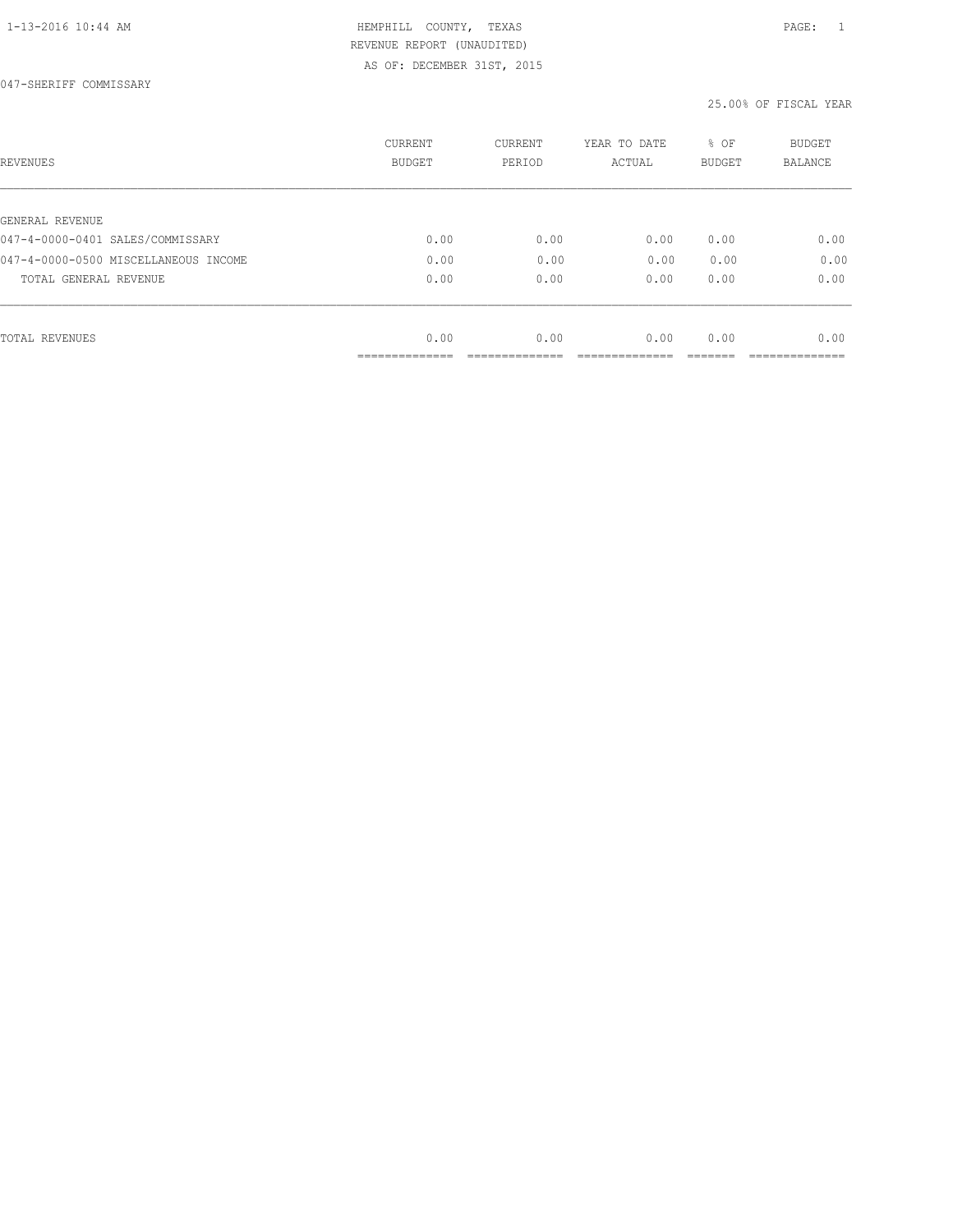1-13-2016 10:44 AM HEMPHILL COUNTY, TEXAS

REVENUE REPORT (UNAUDITED)

AS OF: DECEMBER 31ST, 2015

047-SHERIFF COMMISSARY

25.00% OF FISCAL YEAR

| REVENUES | CURRENT BUDGET | CURRENT PERIOD | YEAR TO DATE ACTUAL | % OF BUDGET | BUDGET BALANCE |
|---|---|---|---|---|---|
| GENERAL REVENUE | | | | | |
| 047-4-0000-0401 SALES/COMMISSARY | 0.00 | 0.00 | 0.00 | 0.00 | 0.00 |
| 047-4-0000-0500 MISCELLANEOUS INCOME | 0.00 | 0.00 | 0.00 | 0.00 | 0.00 |
| TOTAL GENERAL REVENUE | 0.00 | 0.00 | 0.00 | 0.00 | 0.00 |
| TOTAL REVENUES | 0.00 | 0.00 | 0.00 | 0.00 | 0.00 |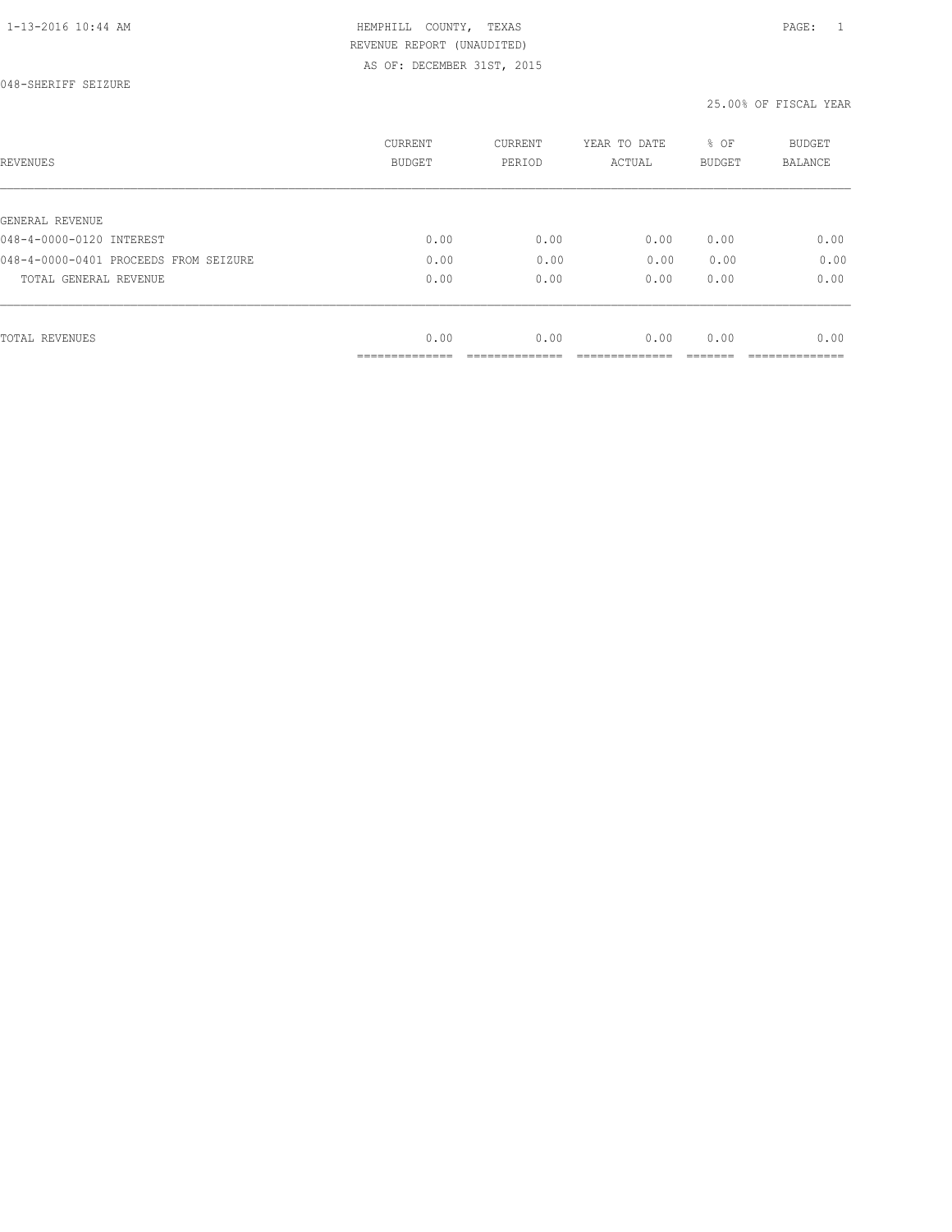1-13-2016 10:44 AM

HEMPHILL COUNTY, TEXAS
REVENUE REPORT (UNAUDITED)
AS OF: DECEMBER 31ST, 2015

048-SHERIFF SEIZURE

25.00% OF FISCAL YEAR

| REVENUES | CURRENT BUDGET | CURRENT PERIOD | YEAR TO DATE ACTUAL | % OF BUDGET | BUDGET BALANCE |
|---|---|---|---|---|---|
| GENERAL REVENUE | | | | | |
| 048-4-0000-0120 INTEREST | 0.00 | 0.00 | 0.00 | 0.00 | 0.00 |
| 048-4-0000-0401 PROCEEDS FROM SEIZURE | 0.00 | 0.00 | 0.00 | 0.00 | 0.00 |
| TOTAL GENERAL REVENUE | 0.00 | 0.00 | 0.00 | 0.00 | 0.00 |
| TOTAL REVENUES | 0.00 | 0.00 | 0.00 | 0.00 | 0.00 |